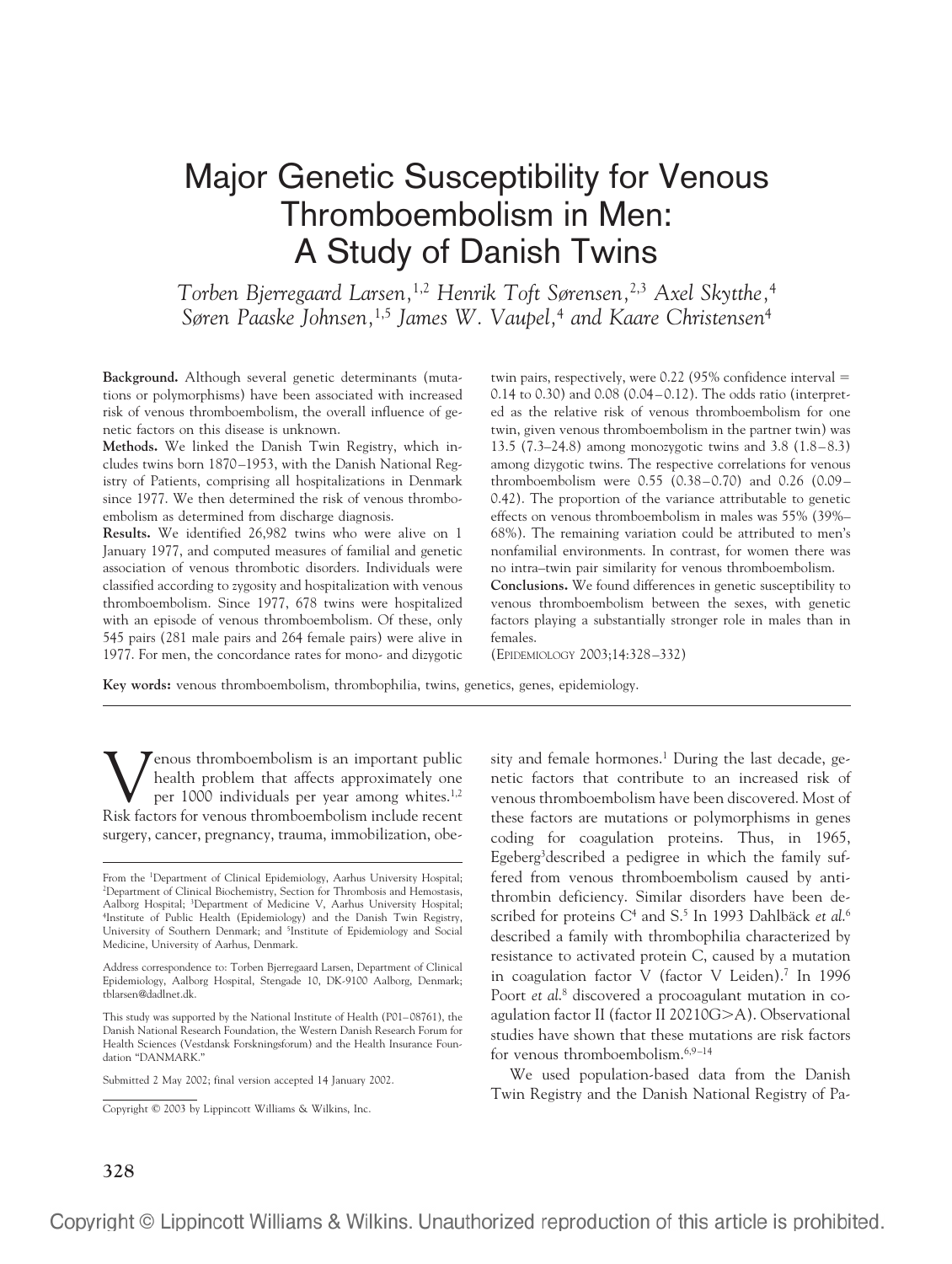# Major Genetic Susceptibility for Venous Thromboembolism in Men: A Study of Danish Twins

*Torben Bjerregaard Larsen,[1,2] Henrik Toft Sørensen,[2,3] Axel Skytthe,[4] Søren Paaske Johnsen,[1,5] James W. Vaupel,[4] and Kaare Christensen[4]*

**Background.** Although several genetic determinants (mutations or polymorphisms) have been associated with increased risk of venous thromboembolism, the overall influence of genetic factors on this disease is unknown.

**Methods.** We linked the Danish Twin Registry, which includes twins born 1870–1953, with the Danish National Registry of Patients, comprising all hospitalizations in Denmark since 1977. We then determined the risk of venous thromboembolism as determined from discharge diagnosis.

**Results.** We identified 26,982 twins who were alive on 1 January 1977, and computed measures of familial and genetic association of venous thrombotic disorders. Individuals were classified according to zygosity and hospitalization with venous thromboembolism. Since 1977, 678 twins were hospitalized with an episode of venous thromboembolism. Of these, only 545 pairs (281 male pairs and 264 female pairs) were alive in 1977. For men, the concordance rates for mono- and dizygotic twin pairs, respectively, were 0.22 (95% confidence interval = 0.14 to 0.30) and 0.08 (0.04–0.12). The odds ratio (interpreted as the relative risk of venous thromboembolism for one twin, given venous thromboembolism in the partner twin) was 13.5 (7.3–24.8) among monozygotic twins and 3.8 (1.8–8.3) among dizygotic twins. The respective correlations for venous thromboembolism were 0.55 (0.38–0.70) and 0.26 (0.09–0.42). The proportion of the variance attributable to genetic effects on venous thromboembolism in males was 55% (39%–68%). The remaining variation could be attributed to men's nonfamilial environments. In contrast, for women there was no intra–twin pair similarity for venous thromboembolism.

**Conclusions.** We found differences in genetic susceptibility to venous thromboembolism between the sexes, with genetic factors playing a substantially stronger role in males than in females.

(EPIDEMIOLOGY 2003;14:328–332)

**Key words:** venous thromboembolism, thrombophilia, twins, genetics, genes, epidemiology.

Venous thromboembolism is an important public health problem that affects approximately one per 1000 individuals per year among whites.[1,2] Risk factors for venous thromboembolism include recent surgery, cancer, pregnancy, trauma, immobilization, obesity and female hormones.[1] During the last decade, genetic factors that contribute to an increased risk of venous thromboembolism have been discovered. Most of these factors are mutations or polymorphisms in genes coding for coagulation proteins. Thus, in 1965, Egeberg[3] described a pedigree in which the family suffered from venous thromboembolism caused by antithrombin deficiency. Similar disorders have been described for proteins C[4] and S.[5] In 1993 Dahlbäck *et al.*[6] described a family with thrombophilia characterized by resistance to activated protein C, caused by a mutation in coagulation factor V (factor V Leiden).[7] In 1996 Poort *et al.*[8] discovered a procoagulant mutation in coagulation factor II (factor II 20210G>A). Observational studies have shown that these mutations are risk factors for venous thromboembolism.[6,9–14]

We used population-based data from the Danish Twin Registry and the Danish National Registry of Pa-

From the [1]Department of Clinical Epidemiology, Aarhus University Hospital; [2]Department of Clinical Biochemistry, Section for Thrombosis and Hemostasis, Aalborg Hospital; [3]Department of Medicine V, Aarhus University Hospital; [4]Institute of Public Health (Epidemiology) and the Danish Twin Registry, University of Southern Denmark; and [5]Institute of Epidemiology and Social Medicine, University of Aarhus, Denmark.

Address correspondence to: Torben Bjerregaard Larsen, Department of Clinical Epidemiology, Aalborg Hospital, Stengade 10, DK-9100 Aalborg, Denmark; tblarsen@dadlnet.dk.

This study was supported by the National Institute of Health (P01–08761), the Danish National Research Foundation, the Western Danish Research Forum for Health Sciences (Vestdansk Forskningsforum) and the Health Insurance Foundation "DANMARK."

Submitted 2 May 2002; final version accepted 14 January 2002.

Copyright © 2003 by Lippincott Williams & Wilkins, Inc.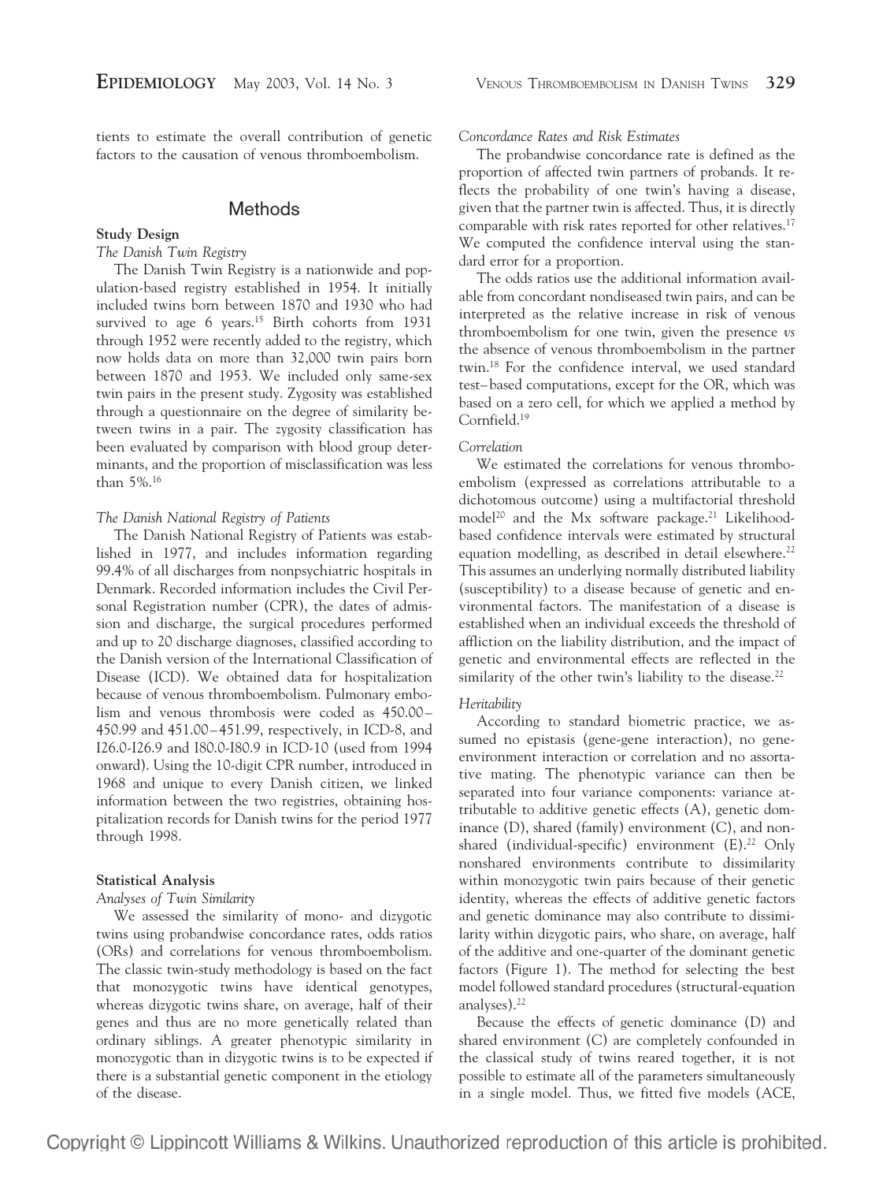tients to estimate the overall contribution of genetic factors to the causation of venous thromboembolism.

## Methods

### Study Design

*The Danish Twin Registry*

The Danish Twin Registry is a nationwide and population-based registry established in 1954. It initially included twins born between 1870 and 1930 who had survived to age 6 years.[15] Birth cohorts from 1931 through 1952 were recently added to the registry, which now holds data on more than 32,000 twin pairs born between 1870 and 1953. We included only same-sex twin pairs in the present study. Zygosity was established through a questionnaire on the degree of similarity between twins in a pair. The zygosity classification has been evaluated by comparison with blood group determinants, and the proportion of misclassification was less than 5%.[16]

*The Danish National Registry of Patients*

The Danish National Registry of Patients was established in 1977, and includes information regarding 99.4% of all discharges from nonpsychiatric hospitals in Denmark. Recorded information includes the Civil Personal Registration number (CPR), the dates of admission and discharge, the surgical procedures performed and up to 20 discharge diagnoses, classified according to the Danish version of the International Classification of Disease (ICD). We obtained data for hospitalization because of venous thromboembolism. Pulmonary embolism and venous thrombosis were coded as 450.00–450.99 and 451.00–451.99, respectively, in ICD-8, and I26.0-I26.9 and I80.0-I80.9 in ICD-10 (used from 1994 onward). Using the 10-digit CPR number, introduced in 1968 and unique to every Danish citizen, we linked information between the two registries, obtaining hospitalization records for Danish twins for the period 1977 through 1998.

### Statistical Analysis

*Analyses of Twin Similarity*

We assessed the similarity of mono- and dizygotic twins using probandwise concordance rates, odds ratios (ORs) and correlations for venous thromboembolism. The classic twin-study methodology is based on the fact that monozygotic twins have identical genotypes, whereas dizygotic twins share, on average, half of their genes and thus are no more genetically related than ordinary siblings. A greater phenotypic similarity in monozygotic than in dizygotic twins is to be expected if there is a substantial genetic component in the etiology of the disease.

*Concordance Rates and Risk Estimates*

The probandwise concordance rate is defined as the proportion of affected twin partners of probands. It reflects the probability of one twin's having a disease, given that the partner twin is affected. Thus, it is directly comparable with risk rates reported for other relatives.[17] We computed the confidence interval using the standard error for a proportion.

The odds ratios use the additional information available from concordant nondiseased twin pairs, and can be interpreted as the relative increase in risk of venous thromboembolism for one twin, given the presence *vs* the absence of venous thromboembolism in the partner twin.[18] For the confidence interval, we used standard test–based computations, except for the OR, which was based on a zero cell, for which we applied a method by Cornfield.[19]

*Correlation*

We estimated the correlations for venous thromboembolism (expressed as correlations attributable to a dichotomous outcome) using a multifactorial threshold model[20] and the Mx software package.[21] Likelihood-based confidence intervals were estimated by structural equation modelling, as described in detail elsewhere.[22] This assumes an underlying normally distributed liability (susceptibility) to a disease because of genetic and environmental factors. The manifestation of a disease is established when an individual exceeds the threshold of affliction on the liability distribution, and the impact of genetic and environmental effects are reflected in the similarity of the other twin's liability to the disease.[22]

*Heritability*

According to standard biometric practice, we assumed no epistasis (gene-gene interaction), no gene-environment interaction or correlation and no assortative mating. The phenotypic variance can then be separated into four variance components: variance attributable to additive genetic effects (A), genetic dominance (D), shared (family) environment (C), and nonshared (individual-specific) environment (E).[22] Only nonshared environments contribute to dissimilarity within monozygotic twin pairs because of their genetic identity, whereas the effects of additive genetic factors and genetic dominance may also contribute to dissimilarity within dizygotic pairs, who share, on average, half of the additive and one-quarter of the dominant genetic factors (Figure 1). The method for selecting the best model followed standard procedures (structural-equation analyses).[22]

Because the effects of genetic dominance (D) and shared environment (C) are completely confounded in the classical study of twins reared together, it is not possible to estimate all of the parameters simultaneously in a single model. Thus, we fitted five models (ACE,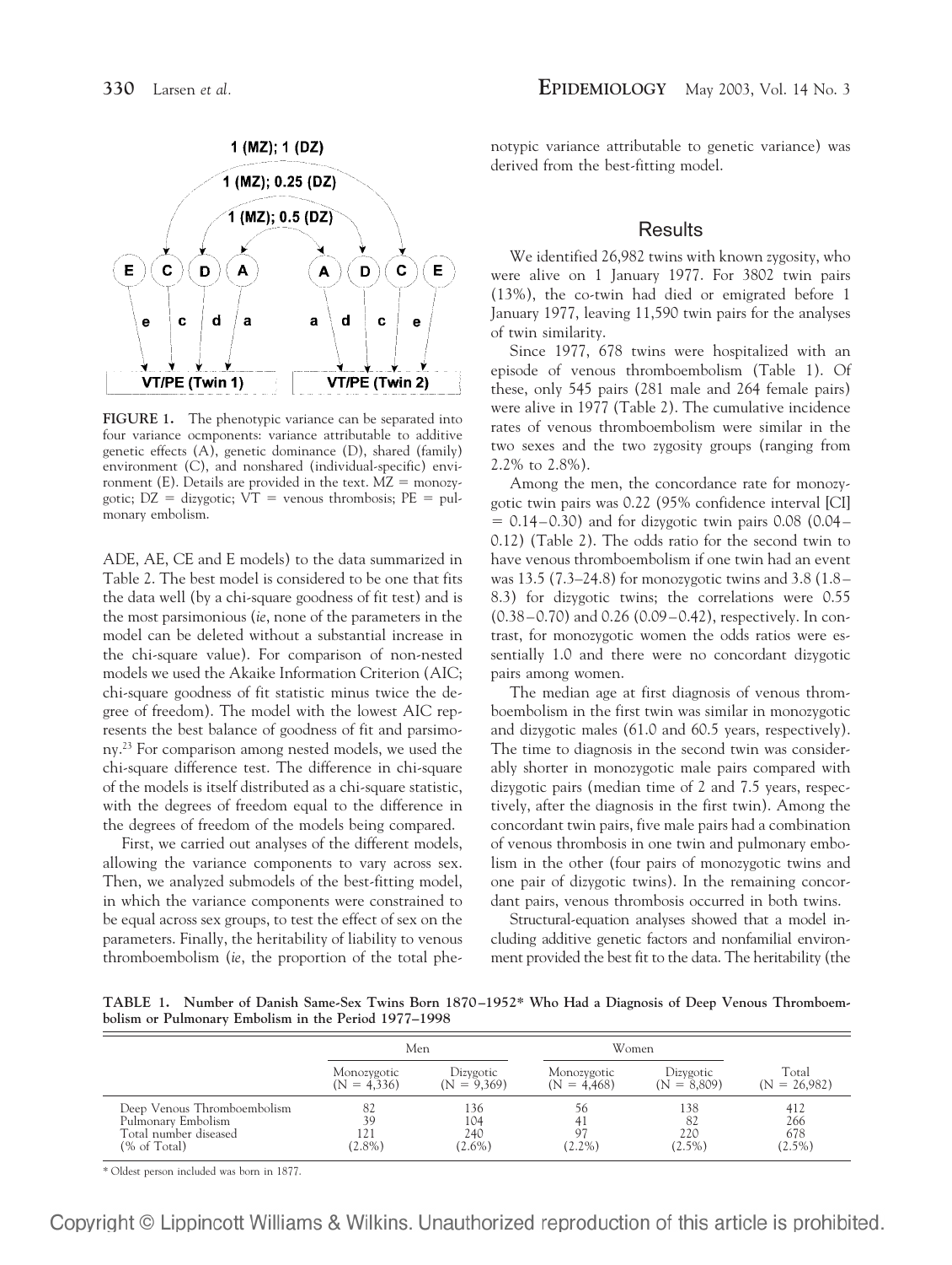FIGURE 1. The phenotypic variance can be separated into four variance ocmponents: variance attributable to additive genetic effects (A), genetic dominance (D), shared (family) environment (C), and nonshared (individual-specific) environment (E). Details are provided in the text. MZ = monozygotic; DZ = dizygotic; VT = venous thrombosis; PE = pulmonary embolism.

ADE, AE, CE and E models) to the data summarized in Table 2. The best model is considered to be one that fits the data well (by a chi-square goodness of fit test) and is the most parsimonious (*ie*, none of the parameters in the model can be deleted without a substantial increase in the chi-square value). For comparison of non-nested models we used the Akaike Information Criterion (AIC; chi-square goodness of fit statistic minus twice the degree of freedom). The model with the lowest AIC represents the best balance of goodness of fit and parsimony.[23] For comparison among nested models, we used the chi-square difference test. The difference in chi-square of the models is itself distributed as a chi-square statistic, with the degrees of freedom equal to the difference in the degrees of freedom of the models being compared.

First, we carried out analyses of the different models, allowing the variance components to vary across sex. Then, we analyzed submodels of the best-fitting model, in which the variance components were constrained to be equal across sex groups, to test the effect of sex on the parameters. Finally, the heritability of liability to venous thromboembolism (*ie*, the proportion of the total phenotypic variance attributable to genetic variance) was derived from the best-fitting model.

## Results

We identified 26,982 twins with known zygosity, who were alive on 1 January 1977. For 3802 twin pairs (13%), the co-twin had died or emigrated before 1 January 1977, leaving 11,590 twin pairs for the analyses of twin similarity.

Since 1977, 678 twins were hospitalized with an episode of venous thromboembolism (Table 1). Of these, only 545 pairs (281 male and 264 female pairs) were alive in 1977 (Table 2). The cumulative incidence rates of venous thromboembolism were similar in the two sexes and the two zygosity groups (ranging from 2.2% to 2.8%).

Among the men, the concordance rate for monozygotic twin pairs was 0.22 (95% confidence interval [CI] = 0.14–0.30) and for dizygotic twin pairs 0.08 (0.04–0.12) (Table 2). The odds ratio for the second twin to have venous thromboembolism if one twin had an event was 13.5 (7.3–24.8) for monozygotic twins and 3.8 (1.8–8.3) for dizygotic twins; the correlations were 0.55 (0.38–0.70) and 0.26 (0.09–0.42), respectively. In contrast, for monozygotic women the odds ratios were essentially 1.0 and there were no concordant dizygotic pairs among women.

The median age at first diagnosis of venous thromboembolism in the first twin was similar in monozygotic and dizygotic males (61.0 and 60.5 years, respectively). The time to diagnosis in the second twin was considerably shorter in monozygotic male pairs compared with dizygotic pairs (median time of 2 and 7.5 years, respectively, after the diagnosis in the first twin). Among the concordant twin pairs, five male pairs had a combination of venous thrombosis in one twin and pulmonary embolism in the other (four pairs of monozygotic twins and one pair of dizygotic twins). In the remaining concordant pairs, venous thrombosis occurred in both twins.

Structural-equation analyses showed that a model including additive genetic factors and nonfamilial environment provided the best fit to the data. The heritability (the

**TABLE 1. Number of Danish Same-Sex Twins Born 1870–1952\* Who Had a Diagnosis of Deep Venous Thromboembolism or Pulmonary Embolism in the Period 1977–1998**

| | Men | | Women | | |
|---|---|---|---|---|---|
| | Monozygotic (N = 4,336) | Dizygotic (N = 9,369) | Monozygotic (N = 4,468) | Dizygotic (N = 8,809) | Total (N = 26,982) |
| Deep Venous Thromboembolism | 82 | 136 | 56 | 138 | 412 |
| Pulmonary Embolism | 39 | 104 | 41 | 82 | 266 |
| Total number diseased | 121 | 240 | 97 | 220 | 678 |
| (% of Total) | (2.8%) | (2.6%) | (2.2%) | (2.5%) | (2.5%) |

\* Oldest person included was born in 1877.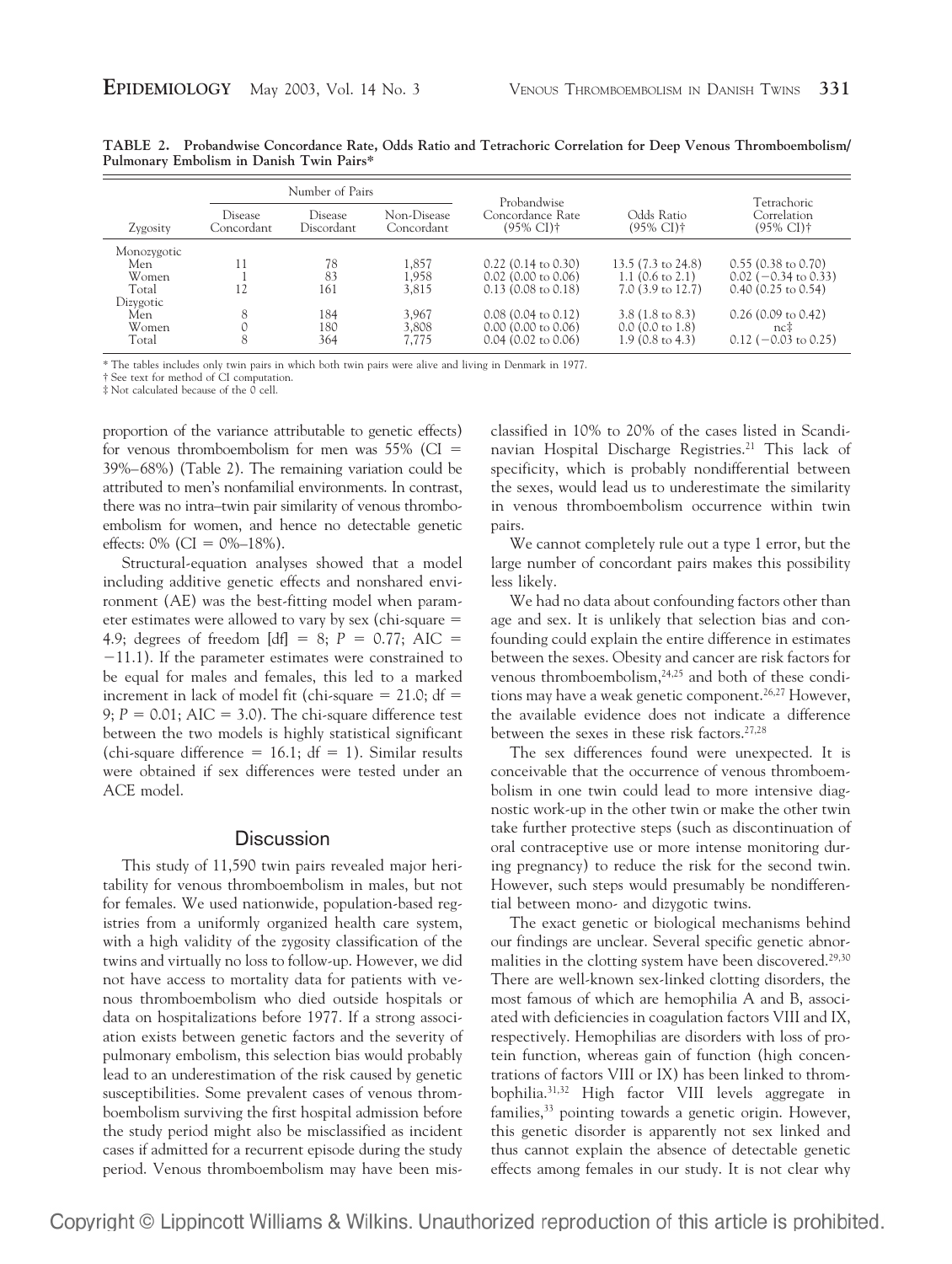**TABLE 2. Probandwise Concordance Rate, Odds Ratio and Tetrachoric Correlation for Deep Venous Thromboembolism/Pulmonary Embolism in Danish Twin Pairs***

| Zygosity | Number of Pairs | | | Probandwise Concordance Rate (95% CI)† | Odds Ratio (95% CI)† | Tetrachoric Correlation (95% CI)† |
|---|---|---|---|---|---|---|
| | Disease Concordant | Disease Discordant | Non-Disease Concordant | | | |
| Monozygotic | | | | | | |
| Men | 11 | 78 | 1,857 | 0.22 (0.14 to 0.30) | 13.5 (7.3 to 24.8) | 0.55 (0.38 to 0.70) |
| Women | 1 | 83 | 1,958 | 0.02 (0.00 to 0.06) | 1.1 (0.6 to 2.1) | 0.02 (−0.34 to 0.33) |
| Total | 12 | 161 | 3,815 | 0.13 (0.08 to 0.18) | 7.0 (3.9 to 12.7) | 0.40 (0.25 to 0.54) |
| Dizygotic | | | | | | |
| Men | 8 | 184 | 3,967 | 0.08 (0.04 to 0.12) | 3.8 (1.8 to 8.3) | 0.26 (0.09 to 0.42) |
| Women | 0 | 180 | 3,808 | 0.00 (0.00 to 0.06) | 0.0 (0.0 to 1.8) | nc‡ |
| Total | 8 | 364 | 7,775 | 0.04 (0.02 to 0.06) | 1.9 (0.8 to 4.3) | 0.12 (−0.03 to 0.25) |

\* The tables includes only twin pairs in which both twin pairs were alive and living in Denmark in 1977.

† See text for method of CI computation.

‡ Not calculated because of the 0 cell.

proportion of the variance attributable to genetic effects) for venous thromboembolism for men was 55% (CI = 39%–68%) (Table 2). The remaining variation could be attributed to men's nonfamilial environments. In contrast, there was no intra–twin pair similarity of venous thromboembolism for women, and hence no detectable genetic effects: 0% (CI = 0%–18%).

Structural-equation analyses showed that a model including additive genetic effects and nonshared environment (AE) was the best-fitting model when parameter estimates were allowed to vary by sex (chi-square = 4.9; degrees of freedom [df] = 8; $P$ = 0.77; AIC = −11.1). If the parameter estimates were constrained to be equal for males and females, this led to a marked increment in lack of model fit (chi-square = 21.0; df = 9; $P$ = 0.01; AIC = 3.0). The chi-square difference test between the two models is highly statistical significant (chi-square difference = 16.1; df = 1). Similar results were obtained if sex differences were tested under an ACE model.

## Discussion

This study of 11,590 twin pairs revealed major heritability for venous thromboembolism in males, but not for females. We used nationwide, population-based registries from a uniformly organized health care system, with a high validity of the zygosity classification of the twins and virtually no loss to follow-up. However, we did not have access to mortality data for patients with venous thromboembolism who died outside hospitals or data on hospitalizations before 1977. If a strong association exists between genetic factors and the severity of pulmonary embolism, this selection bias would probably lead to an underestimation of the risk caused by genetic susceptibilities. Some prevalent cases of venous thromboembolism surviving the first hospital admission before the study period might also be misclassified as incident cases if admitted for a recurrent episode during the study period. Venous thromboembolism may have been misclassified in 10% to 20% of the cases listed in Scandinavian Hospital Discharge Registries.[21] This lack of specificity, which is probably nondifferential between the sexes, would lead us to underestimate the similarity in venous thromboembolism occurrence within twin pairs.

We cannot completely rule out a type 1 error, but the large number of concordant pairs makes this possibility less likely.

We had no data about confounding factors other than age and sex. It is unlikely that selection bias and confounding could explain the entire difference in estimates between the sexes. Obesity and cancer are risk factors for venous thromboembolism,[24,25] and both of these conditions may have a weak genetic component.[26,27] However, the available evidence does not indicate a difference between the sexes in these risk factors.[27,28]

The sex differences found were unexpected. It is conceivable that the occurrence of venous thromboembolism in one twin could lead to more intensive diagnostic work-up in the other twin or make the other twin take further protective steps (such as discontinuation of oral contraceptive use or more intense monitoring during pregnancy) to reduce the risk for the second twin. However, such steps would presumably be nondifferential between mono- and dizygotic twins.

The exact genetic or biological mechanisms behind our findings are unclear. Several specific genetic abnormalities in the clotting system have been discovered.[29,30] There are well-known sex-linked clotting disorders, the most famous of which are hemophilia A and B, associated with deficiencies in coagulation factors VIII and IX, respectively. Hemophilias are disorders with loss of protein function, whereas gain of function (high concentrations of factors VIII or IX) has been linked to thrombophilia.[31,32] High factor VIII levels aggregate in families,[33] pointing towards a genetic origin. However, this genetic disorder is apparently not sex linked and thus cannot explain the absence of detectable genetic effects among females in our study. It is not clear why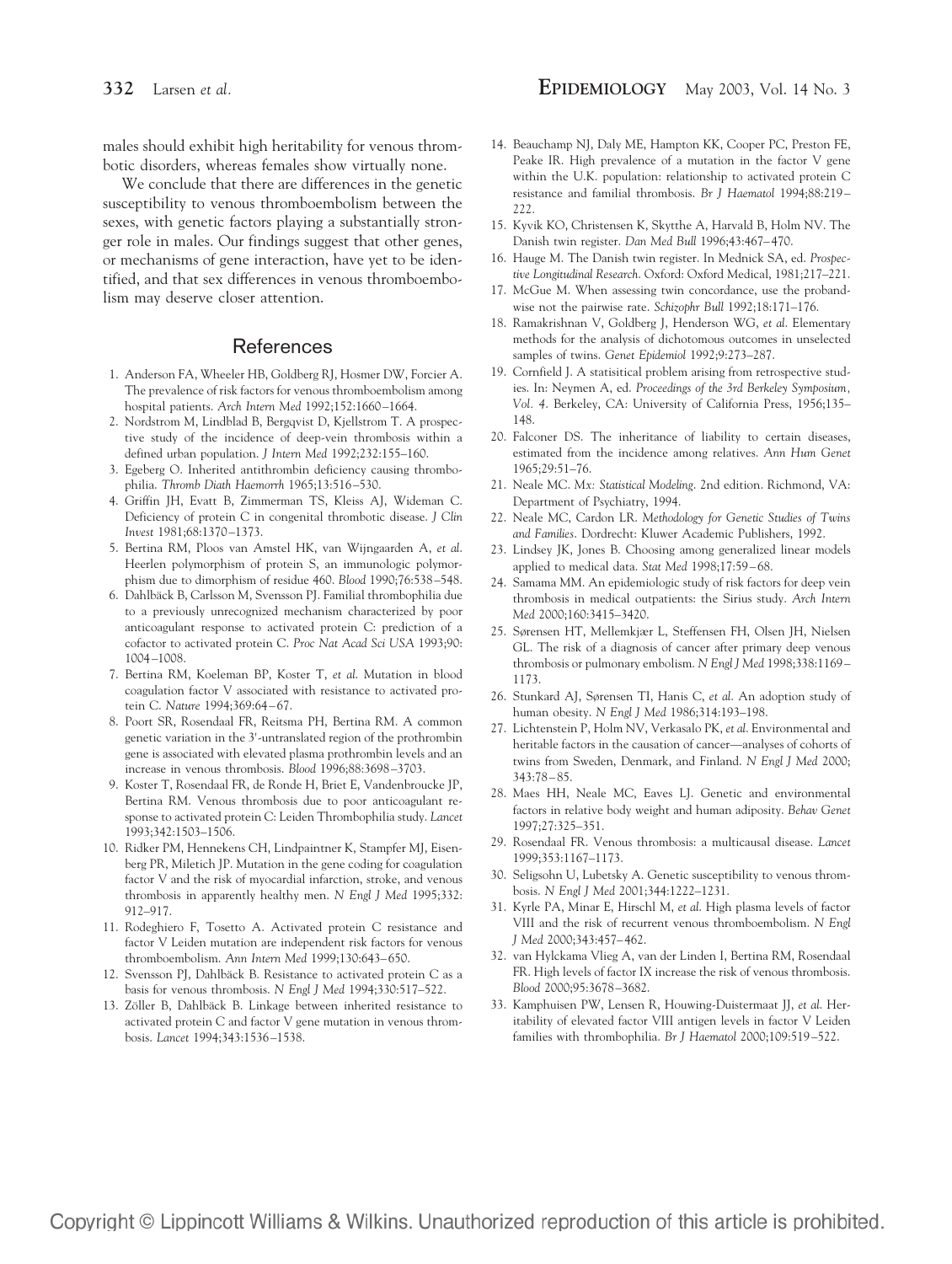males should exhibit high heritability for venous thrombotic disorders, whereas females show virtually none.

We conclude that there are differences in the genetic susceptibility to venous thromboembolism between the sexes, with genetic factors playing a substantially stronger role in males. Our findings suggest that other genes, or mechanisms of gene interaction, have yet to be identified, and that sex differences in venous thromboembolism may deserve closer attention.

## References

1. Anderson FA, Wheeler HB, Goldberg RJ, Hosmer DW, Forcier A. The prevalence of risk factors for venous thromboembolism among hospital patients. *Arch Intern Med* 1992;152:1660–1664.
2. Nordstrom M, Lindblad B, Bergqvist D, Kjellstrom T. A prospective study of the incidence of deep-vein thrombosis within a defined urban population. *J Intern Med* 1992;232:155–160.
3. Egeberg O. Inherited antithrombin deficiency causing thrombophilia. *Thromb Diath Haemorrh* 1965;13:516–530.
4. Griffin JH, Evatt B, Zimmerman TS, Kleiss AJ, Wideman C. Deficiency of protein C in congenital thrombotic disease. *J Clin Invest* 1981;68:1370–1373.
5. Bertina RM, Ploos van Amstel HK, van Wijngaarden A, *et al.* Heerlen polymorphism of protein S, an immunologic polymorphism due to dimorphism of residue 460. *Blood* 1990;76:538–548.
6. Dahlbäck B, Carlsson M, Svensson PJ. Familial thrombophilia due to a previously unrecognized mechanism characterized by poor anticoagulant response to activated protein C: prediction of a cofactor to activated protein C. *Proc Nat Acad Sci USA* 1993;90: 1004–1008.
7. Bertina RM, Koeleman BP, Koster T, *et al.* Mutation in blood coagulation factor V associated with resistance to activated protein C. *Nature* 1994;369:64–67.
8. Poort SR, Rosendaal FR, Reitsma PH, Bertina RM. A common genetic variation in the 3'-untranslated region of the prothrombin gene is associated with elevated plasma prothrombin levels and an increase in venous thrombosis. *Blood* 1996;88:3698–3703.
9. Koster T, Rosendaal FR, de Ronde H, Briet E, Vandenbroucke JP, Bertina RM. Venous thrombosis due to poor anticoagulant response to activated protein C: Leiden Thrombophilia study. *Lancet* 1993;342:1503–1506.
10. Ridker PM, Hennekens CH, Lindpaintner K, Stampfer MJ, Eisenberg PR, Miletich JP. Mutation in the gene coding for coagulation factor V and the risk of myocardial infarction, stroke, and venous thrombosis in apparently healthy men. *N Engl J Med* 1995;332: 912–917.
11. Rodeghiero F, Tosetto A. Activated protein C resistance and factor V Leiden mutation are independent risk factors for venous thromboembolism. *Ann Intern Med* 1999;130:643–650.
12. Svensson PJ, Dahlbäck B. Resistance to activated protein C as a basis for venous thrombosis. *N Engl J Med* 1994;330:517–522.
13. Zöller B, Dahlbäck B. Linkage between inherited resistance to activated protein C and factor V gene mutation in venous thrombosis. *Lancet* 1994;343:1536–1538.
14. Beauchamp NJ, Daly ME, Hampton KK, Cooper PC, Preston FE, Peake IR. High prevalence of a mutation in the factor V gene within the U.K. population: relationship to activated protein C resistance and familial thrombosis. *Br J Haematol* 1994;88:219–222.
15. Kyvik KO, Christensen K, Skytthe A, Harvald B, Holm NV. The Danish twin register. *Dan Med Bull* 1996;43:467–470.
16. Hauge M. The Danish twin register. In Mednick SA, ed. *Prospective Longitudinal Research.* Oxford: Oxford Medical, 1981;217–221.
17. McGue M. When assessing twin concordance, use the probandwise not the pairwise rate. *Schizophr Bull* 1992;18:171–176.
18. Ramakrishnan V, Goldberg J, Henderson WG, *et al.* Elementary methods for the analysis of dichotomous outcomes in unselected samples of twins. *Genet Epidemiol* 1992;9:273–287.
19. Cornfield J. A statisitical problem arising from retrospective studies. In: Neymen A, ed. *Proceedings of the 3rd Berkeley Symposium, Vol. 4.* Berkeley, CA: University of California Press, 1956;135–148.
20. Falconer DS. The inheritance of liability to certain diseases, estimated from the incidence among relatives. *Ann Hum Genet* 1965;29:51–76.
21. Neale MC. *Mx: Statistical Modeling.* 2nd edition. Richmond, VA: Department of Psychiatry, 1994.
22. Neale MC, Cardon LR. *Methodology for Genetic Studies of Twins and Families.* Dordrecht: Kluwer Academic Publishers, 1992.
23. Lindsey JK, Jones B. Choosing among generalized linear models applied to medical data. *Stat Med* 1998;17:59–68.
24. Samama MM. An epidemiologic study of risk factors for deep vein thrombosis in medical outpatients: the Sirius study. *Arch Intern Med* 2000;160:3415–3420.
25. Sørensen HT, Mellemkjær L, Steffensen FH, Olsen JH, Nielsen GL. The risk of a diagnosis of cancer after primary deep venous thrombosis or pulmonary embolism. *N Engl J Med* 1998;338:1169–1173.
26. Stunkard AJ, Sørensen TI, Hanis C, *et al.* An adoption study of human obesity. *N Engl J Med* 1986;314:193–198.
27. Lichtenstein P, Holm NV, Verkasalo PK, *et al.* Environmental and heritable factors in the causation of cancer—analyses of cohorts of twins from Sweden, Denmark, and Finland. *N Engl J Med* 2000; 343:78–85.
28. Maes HH, Neale MC, Eaves LJ. Genetic and environmental factors in relative body weight and human adiposity. *Behav Genet* 1997;27:325–351.
29. Rosendaal FR. Venous thrombosis: a multicausal disease. *Lancet* 1999;353:1167–1173.
30. Seligsohn U, Lubetsky A. Genetic susceptibility to venous thrombosis. *N Engl J Med* 2001;344:1222–1231.
31. Kyrle PA, Minar E, Hirschl M, *et al.* High plasma levels of factor VIII and the risk of recurrent venous thromboembolism. *N Engl J Med* 2000;343:457–462.
32. van Hylckama Vlieg A, van der Linden I, Bertina RM, Rosendaal FR. High levels of factor IX increase the risk of venous thrombosis. *Blood* 2000;95:3678–3682.
33. Kamphuisen PW, Lensen R, Houwing-Duistermaat JJ, *et al.* Heritability of elevated factor VIII antigen levels in factor V Leiden families with thrombophilia. *Br J Haematol* 2000;109:519–522.

Copyright © Lippincott Williams & Wilkins. Unauthorized reproduction of this article is prohibited.